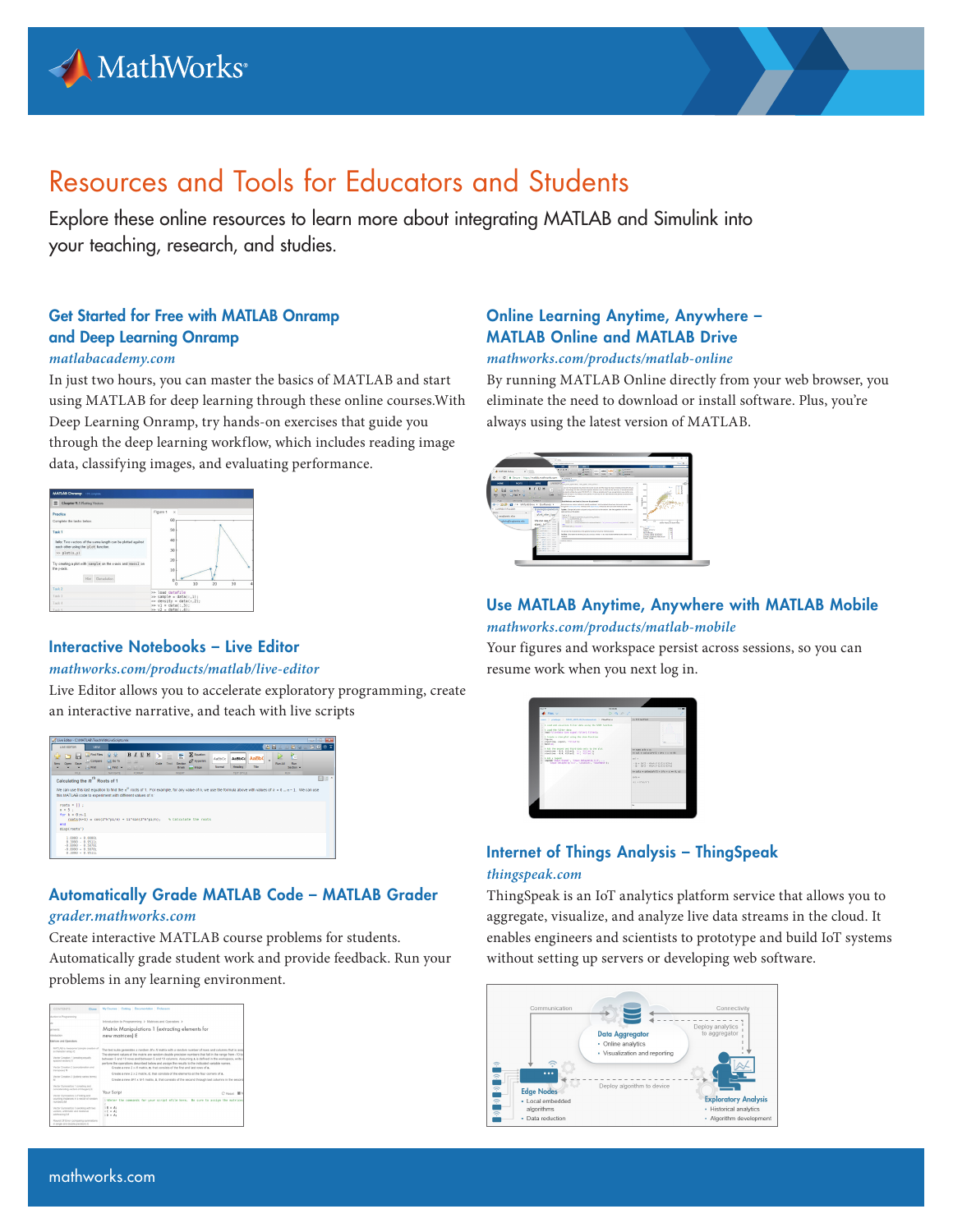# Resources and Tools for Educators and Students

Explore these online resources to learn more about integrating MATLAB and Simulink into your teaching, research, and studies.

## Get Started for Free with MATLAB Onramp and Deep Learning Onramp

*matlabacademy.com*

In just two hours, you can master the basics of MATLAB and start using MATLAB for deep learning through these online courses.With Deep Learning Onramp, try hands-on exercises that guide you through the deep learning workflow, which includes reading image data, classifying images, and evaluating performance.

## Interactive Notebooks – Live Editor

*mathworks.com/products/matlab/live-editor*

Live Editor allows you to accelerate exploratory programming, create an interactive narrative, and teach with live scripts

## Automatically Grade MATLAB Code – MATLAB Grader

*grader.mathworks.com*

Create interactive MATLAB course problems for students. Automatically grade student work and provide feedback. Run your problems in any learning environment.

## Online Learning Anytime, Anywhere – MATLAB Online and MATLAB Drive

*mathworks.com/products/matlab-online*

By running MATLAB Online directly from your web browser, you eliminate the need to download or install software. Plus, you're always using the latest version of MATLAB.

## Use MATLAB Anytime, Anywhere with MATLAB Mobile

*mathworks.com/products/matlab-mobile*

Your figures and workspace persist across sessions, so you can resume work when you next log in.

## Internet of Things Analysis – ThingSpeak

*thingspeak.com*

ThingSpeak is an IoT analytics platform service that allows you to aggregate, visualize, and analyze live data streams in the cloud. It enables engineers and scientists to prototype and build IoT systems without setting up servers or developing web software.

mathworks.com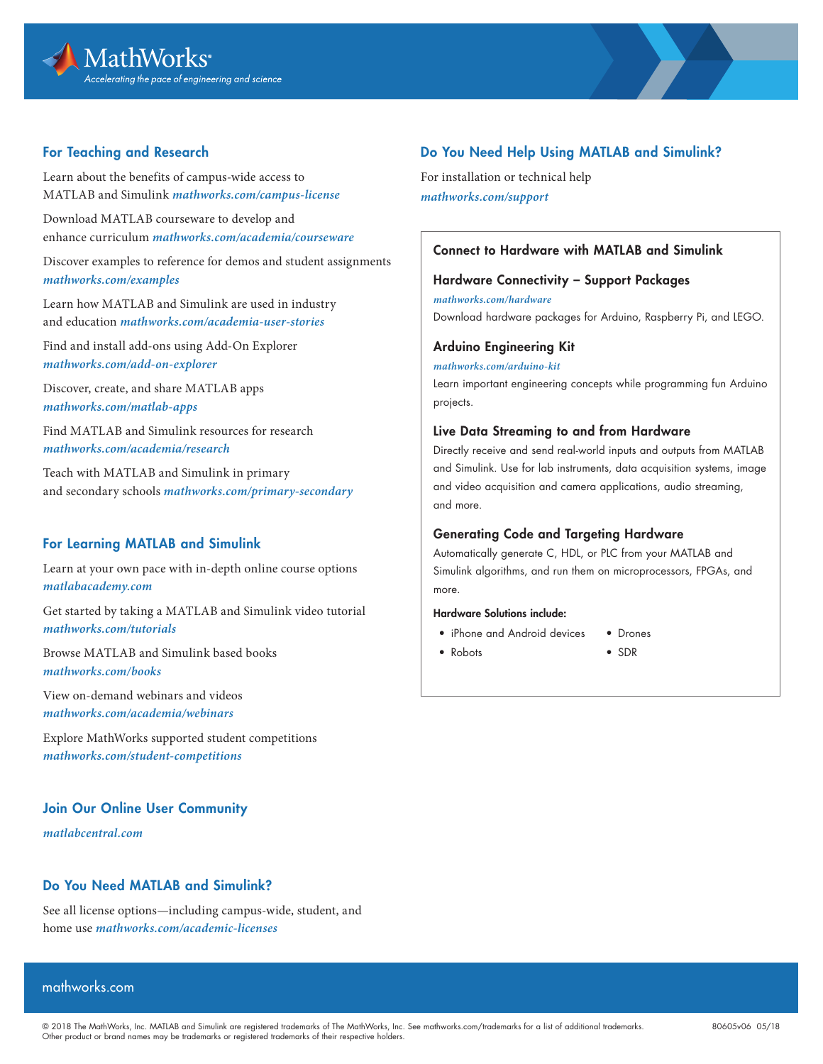MathWorks®
*Accelerating the pace of engineering and science*

## For Teaching and Research

Learn about the benefits of campus-wide access to MATLAB and Simulink ***mathworks.com/campus-license***

Download MATLAB courseware to develop and enhance curriculum ***mathworks.com/academia/courseware***

Discover examples to reference for demos and student assignments ***mathworks.com/examples***

Learn how MATLAB and Simulink are used in industry and education ***mathworks.com/academia-user-stories***

Find and install add-ons using Add-On Explorer ***mathworks.com/add-on-explorer***

Discover, create, and share MATLAB apps ***mathworks.com/matlab-apps***

Find MATLAB and Simulink resources for research ***mathworks.com/academia/research***

Teach with MATLAB and Simulink in primary and secondary schools ***mathworks.com/primary-secondary***

## For Learning MATLAB and Simulink

Learn at your own pace with in-depth online course options ***matlabacademy.com***

Get started by taking a MATLAB and Simulink video tutorial ***mathworks.com/tutorials***

Browse MATLAB and Simulink based books ***mathworks.com/books***

View on-demand webinars and videos ***mathworks.com/academia/webinars***

Explore MathWorks supported student competitions ***mathworks.com/student-competitions***

## Join Our Online User Community

***matlabcentral.com***

## Do You Need MATLAB and Simulink?

See all license options—including campus-wide, student, and home use ***mathworks.com/academic-licenses***

## Do You Need Help Using MATLAB and Simulink?

For installation or technical help
***mathworks.com/support***

## Connect to Hardware with MATLAB and Simulink

### Hardware Connectivity – Support Packages

***mathworks.com/hardware***

Download hardware packages for Arduino, Raspberry Pi, and LEGO.

### Arduino Engineering Kit

***mathworks.com/arduino-kit***

Learn important engineering concepts while programming fun Arduino projects.

### Live Data Streaming to and from Hardware

Directly receive and send real-world inputs and outputs from MATLAB and Simulink. Use for lab instruments, data acquisition systems, image and video acquisition and camera applications, audio streaming, and more.

### Generating Code and Targeting Hardware

Automatically generate C, HDL, or PLC from your MATLAB and Simulink algorithms, and run them on microprocessors, FPGAs, and more.

**Hardware Solutions include:**

- iPhone and Android devices
- Robots
- Drones
- SDR

mathworks.com

© 2018 The MathWorks, Inc. MATLAB and Simulink are registered trademarks of The MathWorks, Inc. See mathworks.com/trademarks for a list of additional trademarks. Other product or brand names may be trademarks or registered trademarks of their respective holders.

80605v06 05/18